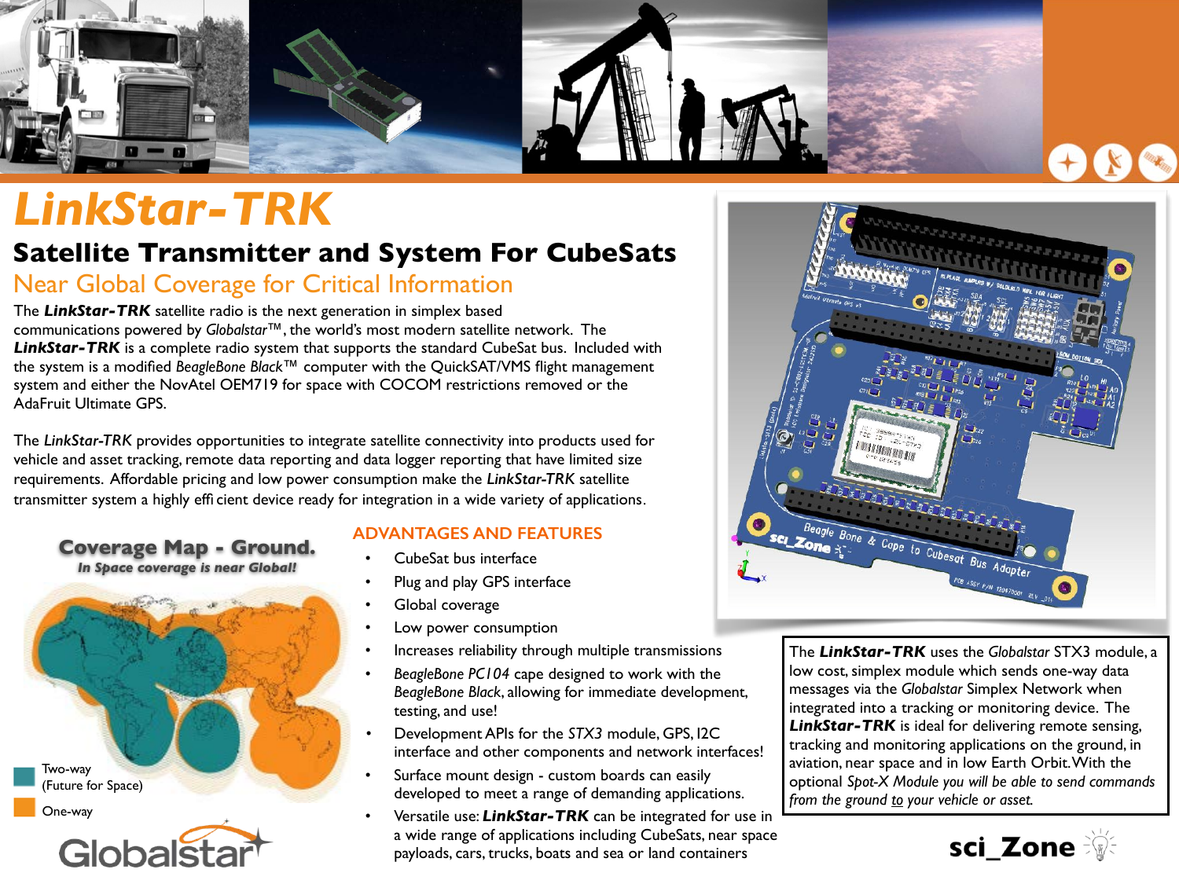# LinkStar-TRK

## Satellite Transmitter and System For CubeSats

### Near Global Coverage for Critical Information

The ***LinkStar-TRK*** satellite radio is the next generation in simplex based communications powered by *Globalstar*™, the world's most modern satellite network. The ***LinkStar-TRK*** is a complete radio system that supports the standard CubeSat bus. Included with the system is a modified *BeagleBone Black*™ computer with the QuickSAT/VMS flight management system and either the NovAtel OEM719 for space with COCOM restrictions removed or the AdaFruit Ultimate GPS.

The *LinkStar-TRK* provides opportunities to integrate satellite connectivity into products used for vehicle and asset tracking, remote data reporting and data logger reporting that have limited size requirements. Affordable pricing and low power consumption make the *LinkStar-TRK* satellite transmitter system a highly efficient device ready for integration in a wide variety of applications.

**Coverage Map - Ground.**
***In Space coverage is near Global!***

Two-way (Future for Space)

One-way

Globalstar

### ADVANTAGES AND FEATURES

- CubeSat bus interface
- Plug and play GPS interface
- Global coverage
- Low power consumption
- Increases reliability through multiple transmissions
- *BeagleBone PC104* cape designed to work with the *BeagleBone Black*, allowing for immediate development, testing, and use!
- Development APIs for the *STX3* module, GPS, I2C interface and other components and network interfaces!
- Surface mount design - custom boards can easily developed to meet a range of demanding applications.
- Versatile use: ***LinkStar-TRK*** can be integrated for use in a wide range of applications including CubeSats, near space payloads, cars, trucks, boats and sea or land containers

The ***LinkStar-TRK*** uses the *Globalstar* STX3 module, a low cost, simplex module which sends one-way data messages via the *Globalstar* Simplex Network when integrated into a tracking or monitoring device. The ***LinkStar-TRK*** is ideal for delivering remote sensing, tracking and monitoring applications on the ground, in aviation, near space and in low Earth Orbit. With the optional *Spot-X Module you will be able to send commands from the ground to your vehicle or asset.*

sci_Zone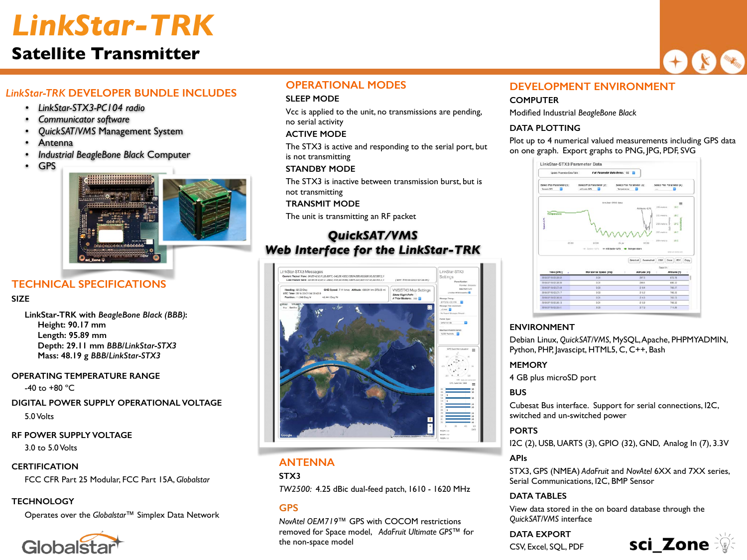# *LinkStar-TRK*

## Satellite Transmitter

## *LinkStar-TRK* DEVELOPER BUNDLE INCLUDES

- *LinkStar-STX3-PC104 radio*
- *Communicator software*
- *QuickSAT/VMS* Management System
- Antenna
- *Industrial BeagleBone Black* Computer
- GPS

## TECHNICAL SPECIFICATIONS

### SIZE

LinkStar-TRK with *BeagleBone Black (BBB):*
Height: 90.17 mm
Length: 95.89 mm
Depth: 29.11 mm *BBB/LinkStar-STX3*
Mass: 48.19 g *BBB/LinkStar-STX3*

### OPERATING TEMPERATURE RANGE

-40 to +80 °C

### DIGITAL POWER SUPPLY OPERATIONAL VOLTAGE

5.0 Volts

### RF POWER SUPPLY VOLTAGE

3.0 to 5.0 Volts

### CERTIFICATION

FCC CFR Part 25 Modular, FCC Part 15A, *Globalstar*

### TECHNOLOGY

Operates over the *Globalstar*™ Simplex Data Network

## OPERATIONAL MODES

### SLEEP MODE

Vcc is applied to the unit, no transmissions are pending, no serial activity

### ACTIVE MODE

The STX3 is active and responding to the serial port, but is not transmitting

### STANDBY MODE

The STX3 is inactive between transmission burst, but is not transmitting

### TRANSMIT MODE

The unit is transmitting an RF packet

## *QuickSAT/VMS Web Interface for the LinkStar-TRK*

## ANTENNA

### STX3

*TW2500:* 4.25 dBic dual-feed patch, 1610 - 1620 MHz

## GPS

*NovAtel OEM719*™ GPS with COCOM restrictions removed for Space model, *AdaFruit Ultimate GPS*™ for the non-space model

## DEVELOPMENT ENVIRONMENT

### COMPUTER

Modified Industrial *BeagleBone Black*

### DATA PLOTTING

Plot up to 4 numerical valued measurements including GPS data on one graph. Export graphs to PNG, JPG, PDF, SVG

### ENVIRONMENT

Debian Linux, *QuickSAT/VMS*, MySQL, Apache, PHPMYADMIN, Python, PHP, Javascipt, HTML5, C, C++, Bash

### MEMORY

4 GB plus microSD port

### BUS

Cubesat Bus interface. Support for serial connections, I2C, switched and un-switched power

### PORTS

I2C (2), USB, UARTS (3), GPIO (32), GND, Analog In (7), 3.3V

### APIs

STX3, GPS (NMEA) *AdaFruit* and *NovAtel* 6XX and 7XX series, Serial Communications, I2C, BMP Sensor

### DATA TABLES

View data stored in the on board database through the *QuickSAT/VMS* interface

### DATA EXPORT

CSV, Excel, SQL, PDF

Globalstar

sci_Zone